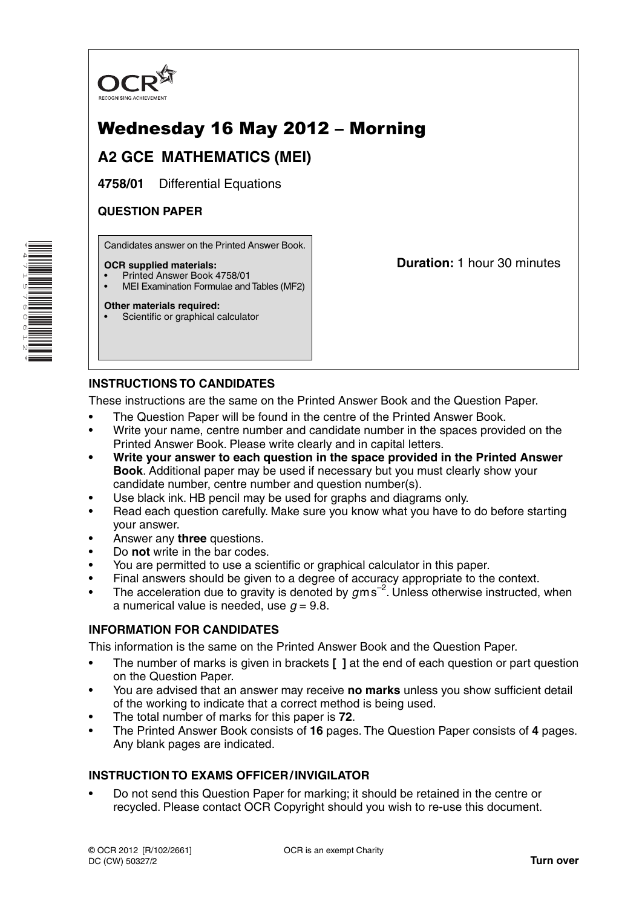OCR
RECOGNISING ACHIEVEMENT

# Wednesday 16 May 2012 – Morning

## A2 GCE MATHEMATICS (MEI)

**4758/01** Differential Equations

**QUESTION PAPER**

Candidates answer on the Printed Answer Book.

**OCR supplied materials:**

- Printed Answer Book 4758/01
- MEI Examination Formulae and Tables (MF2)

**Other materials required:**

- Scientific or graphical calculator

**Duration:** 1 hour 30 minutes

### INSTRUCTIONS TO CANDIDATES

These instructions are the same on the Printed Answer Book and the Question Paper.

- The Question Paper will be found in the centre of the Printed Answer Book.
- Write your name, centre number and candidate number in the spaces provided on the Printed Answer Book. Please write clearly and in capital letters.
- **Write your answer to each question in the space provided in the Printed Answer Book**. Additional paper may be used if necessary but you must clearly show your candidate number, centre number and question number(s).
- Use black ink. HB pencil may be used for graphs and diagrams only.
- Read each question carefully. Make sure you know what you have to do before starting your answer.
- Answer any **three** questions.
- Do **not** write in the bar codes.
- You are permitted to use a scientific or graphical calculator in this paper.
- Final answers should be given to a degree of accuracy appropriate to the context.
- The acceleration due to gravity is denoted by $g \, \text{m s}^{-2}$. Unless otherwise instructed, when a numerical value is needed, use $g = 9.8$.

### INFORMATION FOR CANDIDATES

This information is the same on the Printed Answer Book and the Question Paper.

- The number of marks is given in brackets **[ ]** at the end of each question or part question on the Question Paper.
- You are advised that an answer may receive **no marks** unless you show sufficient detail of the working to indicate that a correct method is being used.
- The total number of marks for this paper is **72**.
- The Printed Answer Book consists of **16** pages. The Question Paper consists of **4** pages. Any blank pages are indicated.

### INSTRUCTION TO EXAMS OFFICER / INVIGILATOR

- Do not send this Question Paper for marking; it should be retained in the centre or recycled. Please contact OCR Copyright should you wish to re-use this document.

© OCR 2012 [R/102/2661]
DC (CW) 50327/2

OCR is an exempt Charity

**Turn over**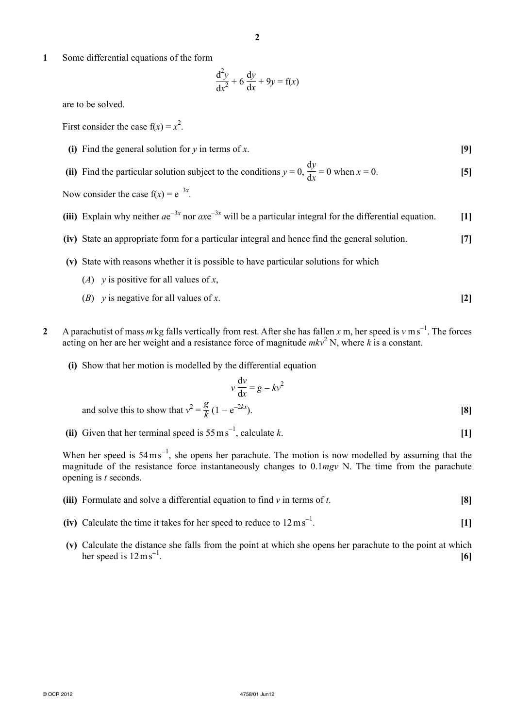**1** Some differential equations of the form

$$\frac{d^2y}{dx^2} + 6\frac{dy}{dx} + 9y = f(x)$$

are to be solved.

First consider the case $f(x) = x^2$.

**(i)** Find the general solution for $y$ in terms of $x$. **[9]**

**(ii)** Find the particular solution subject to the conditions $y = 0$, $\frac{dy}{dx} = 0$ when $x = 0$. **[5]**

Now consider the case $f(x) = e^{-3x}$.

**(iii)** Explain why neither $ae^{-3x}$ nor $axe^{-3x}$ will be a particular integral for the differential equation. **[1]**

**(iv)** State an appropriate form for a particular integral and hence find the general solution. **[7]**

**(v)** State with reasons whether it is possible to have particular solutions for which

(*A*) $y$ is positive for all values of $x$,

(*B*) $y$ is negative for all values of $x$. **[2]**

**2** A parachutist of mass $m$ kg falls vertically from rest. After she has fallen $x$ m, her speed is $v$ m s$^{-1}$. The forces acting on her are her weight and a resistance force of magnitude $mkv^2$ N, where $k$ is a constant.

**(i)** Show that her motion is modelled by the differential equation

$$v\frac{dv}{dx} = g - kv^2$$

and solve this to show that $v^2 = \frac{g}{k}(1 - e^{-2kx})$. **[8]**

**(ii)** Given that her terminal speed is 55 m s$^{-1}$, calculate $k$. **[1]**

When her speed is 54 m s$^{-1}$, she opens her parachute. The motion is now modelled by assuming that the magnitude of the resistance force instantaneously changes to $0.1mgv$ N. The time from the parachute opening is $t$ seconds.

**(iii)** Formulate and solve a differential equation to find $v$ in terms of $t$. **[8]**

**(iv)** Calculate the time it takes for her speed to reduce to 12 m s$^{-1}$. **[1]**

**(v)** Calculate the distance she falls from the point at which she opens her parachute to the point at which her speed is 12 m s$^{-1}$. **[6]**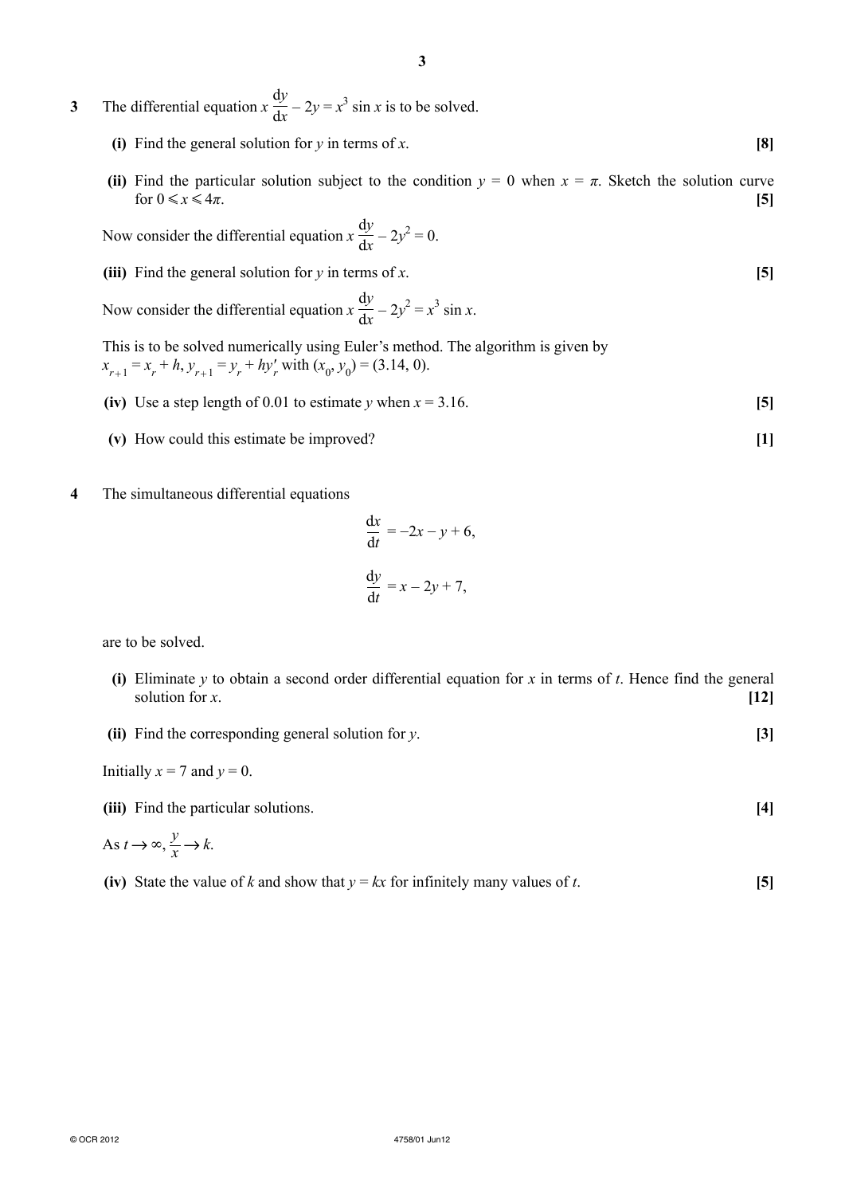**3** The differential equation $x\dfrac{\mathrm{d}y}{\mathrm{d}x} - 2y = x^3 \sin x$ is to be solved.

**(i)** Find the general solution for $y$ in terms of $x$. **[8]**

**(ii)** Find the particular solution subject to the condition $y = 0$ when $x = \pi$. Sketch the solution curve for $0 \leqslant x \leqslant 4\pi$. **[5]**

Now consider the differential equation $x\dfrac{\mathrm{d}y}{\mathrm{d}x} - 2y^2 = 0$.

**(iii)** Find the general solution for $y$ in terms of $x$. **[5]**

Now consider the differential equation $x\dfrac{\mathrm{d}y}{\mathrm{d}x} - 2y^2 = x^3 \sin x$.

This is to be solved numerically using Euler's method. The algorithm is given by $x_{r+1} = x_r + h$, $y_{r+1} = y_r + hy'_r$ with $(x_0, y_0) = (3.14, 0)$.

**(iv)** Use a step length of 0.01 to estimate $y$ when $x = 3.16$. **[5]**

**(v)** How could this estimate be improved? **[1]**

**4** The simultaneous differential equations

$$\frac{\mathrm{d}x}{\mathrm{d}t} = -2x - y + 6,$$

$$\frac{\mathrm{d}y}{\mathrm{d}t} = x - 2y + 7,$$

are to be solved.

**(i)** Eliminate $y$ to obtain a second order differential equation for $x$ in terms of $t$. Hence find the general solution for $x$. **[12]**

**(ii)** Find the corresponding general solution for $y$. **[3]**

Initially $x = 7$ and $y = 0$.

**(iii)** Find the particular solutions. **[4]**

As $t \to \infty$, $\dfrac{y}{x} \to k$.

**(iv)** State the value of $k$ and show that $y = kx$ for infinitely many values of $t$. **[5]**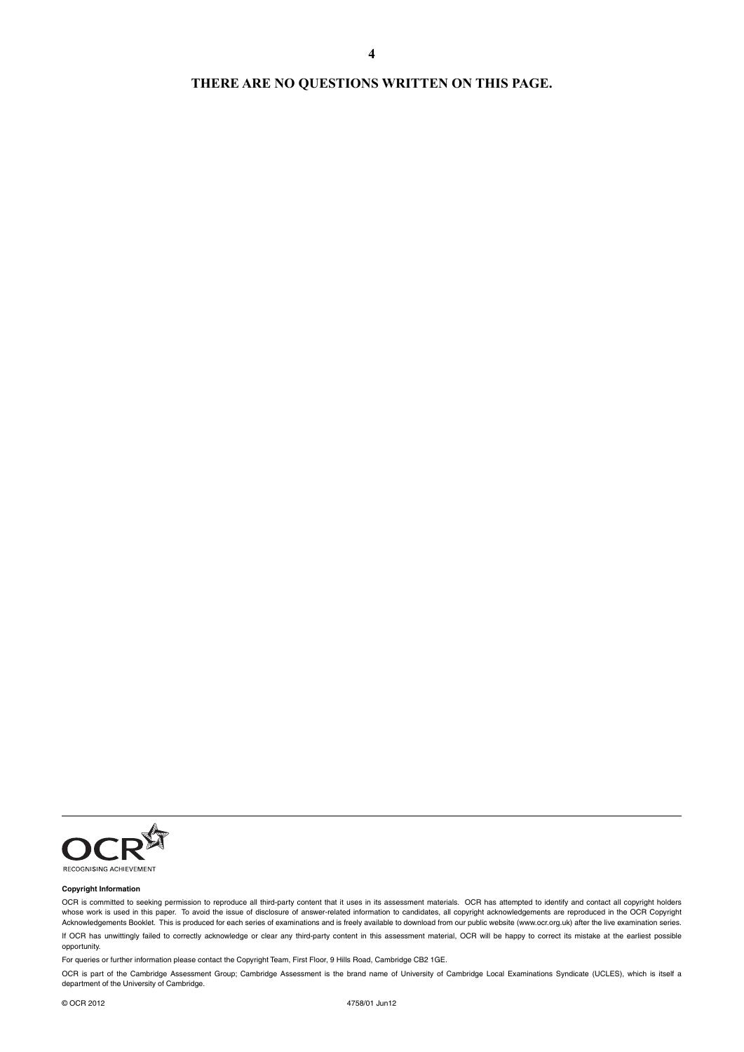**THERE ARE NO QUESTIONS WRITTEN ON THIS PAGE.**

RECOGNISING ACHIEVEMENT

**Copyright Information**

OCR is committed to seeking permission to reproduce all third-party content that it uses in its assessment materials. OCR has attempted to identify and contact all copyright holders whose work is used in this paper. To avoid the issue of disclosure of answer-related information to candidates, all copyright acknowledgements are reproduced in the OCR Copyright Acknowledgements Booklet. This is produced for each series of examinations and is freely available to download from our public website (www.ocr.org.uk) after the live examination series.

If OCR has unwittingly failed to correctly acknowledge or clear any third-party content in this assessment material, OCR will be happy to correct its mistake at the earliest possible opportunity.

For queries or further information please contact the Copyright Team, First Floor, 9 Hills Road, Cambridge CB2 1GE.

OCR is part of the Cambridge Assessment Group; Cambridge Assessment is the brand name of University of Cambridge Local Examinations Syndicate (UCLES), which is itself a department of the University of Cambridge.

© OCR 2012 4758/01 Jun12